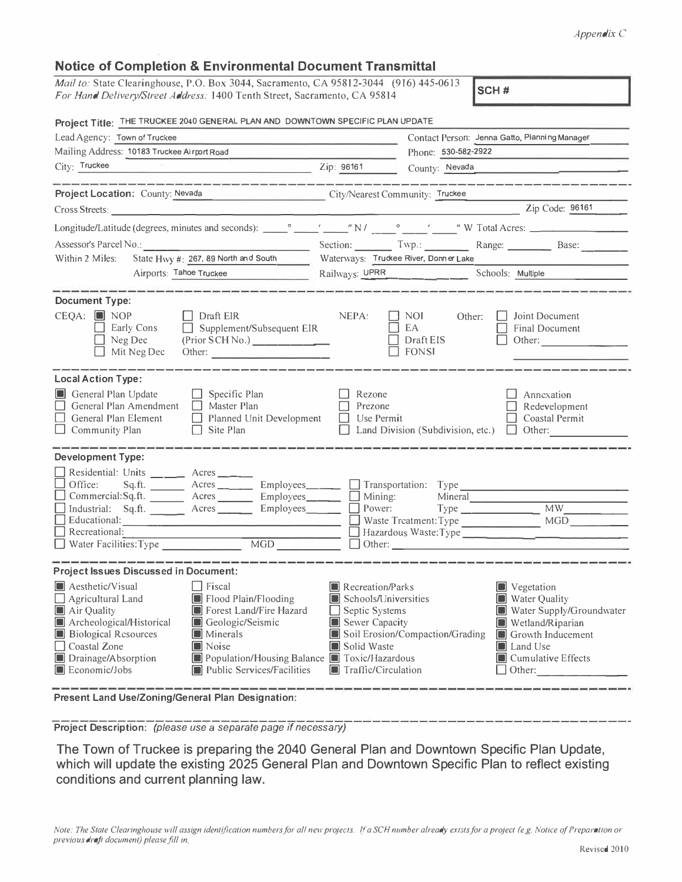*Appendix C*

## Notice of Completion & Environmental Document Transmittal

*Mail to:* State Clearinghouse, P.O. Box 3044, Sacramento, CA 95812-3044 (916) 445-0613
*For Hand Delivery/Street Address:* 1400 Tenth Street, Sacramento, CA 95814

**SCH #**

**Project Title:** THE TRUCKEE 2040 GENERAL PLAN AND DOWNTOWN SPECIFIC PLAN UPDATE

Lead Agency: Town of Truckee
Contact Person: Jenna Gatto, Planning Manager
Mailing Address: 10183 Truckee Airport Road
Phone: 530-582-2922
City: Truckee
Zip: 96161
County: Nevada

---

**Project Location:** County: Nevada
City/Nearest Community: Truckee
Cross Streets:
Zip Code: 96161
Longitude/Latitude (degrees, minutes and seconds): \_\_° \_\_' \_\_" N / \_\_° \_\_' \_\_" W Total Acres:
Assessor's Parcel No.:
Section: Twp.: Range: Base:
Within 2 Miles: State Hwy #: 267, 89 North and South
Waterways: Truckee River, Donner Lake
Airports: Tahoe Truckee
Railways: UPRR
Schools: Multiple

---

**Document Type:**

CEQA:
- ☒ NOP
- ☐ Early Cons
- ☐ Neg Dec
- ☐ Mit Neg Dec
- ☐ Draft EIR
- ☐ Supplement/Subsequent EIR (Prior SCH No.)
- Other:

NEPA:
- ☐ NOI
- ☐ EA
- ☐ Draft EIS
- ☐ FONSI

Other:
- ☐ Joint Document
- ☐ Final Document
- ☐ Other:

---

**Local Action Type:**

- ☒ General Plan Update
- ☐ General Plan Amendment
- ☐ General Plan Element
- ☐ Community Plan
- ☐ Specific Plan
- ☐ Master Plan
- ☐ Planned Unit Development
- ☐ Site Plan
- ☐ Rezone
- ☐ Prezone
- ☐ Use Permit
- ☐ Land Division (Subdivision, etc.)
- ☐ Annexation
- ☐ Redevelopment
- ☐ Coastal Permit
- ☐ Other:

---

**Development Type:**

- ☐ Residential: Units \_\_\_ Acres \_\_\_
- ☐ Office: Sq.ft. \_\_\_ Acres \_\_\_ Employees \_\_\_
- ☐ Commercial: Sq.ft. \_\_\_ Acres \_\_\_ Employees \_\_\_
- ☐ Industrial: Sq.ft. \_\_\_ Acres \_\_\_ Employees \_\_\_
- ☐ Educational:
- ☐ Recreational:
- ☐ Water Facilities: Type \_\_\_ MGD \_\_\_
- ☐ Transportation: Type
- ☐ Mining: Mineral
- ☐ Power: Type \_\_\_ MW \_\_\_
- ☐ Waste Treatment: Type \_\_\_ MGD \_\_\_
- ☐ Hazardous Waste: Type
- ☐ Other:

---

**Project Issues Discussed in Document:**

- ☒ Aesthetic/Visual
- ☐ Agricultural Land
- ☒ Air Quality
- ☒ Archeological/Historical
- ☒ Biological Resources
- ☐ Coastal Zone
- ☒ Drainage/Absorption
- ☒ Economic/Jobs
- ☐ Fiscal
- ☒ Flood Plain/Flooding
- ☒ Forest Land/Fire Hazard
- ☒ Geologic/Seismic
- ☒ Minerals
- ☒ Noise
- ☒ Population/Housing Balance
- ☒ Public Services/Facilities
- ☒ Recreation/Parks
- ☒ Schools/Universities
- ☐ Septic Systems
- ☒ Sewer Capacity
- ☒ Soil Erosion/Compaction/Grading
- ☒ Solid Waste
- ☒ Toxic/Hazardous
- ☒ Traffic/Circulation
- ☒ Vegetation
- ☒ Water Quality
- ☒ Water Supply/Groundwater
- ☒ Wetland/Riparian
- ☒ Growth Inducement
- ☒ Land Use
- ☒ Cumulative Effects
- ☐ Other:

---

**Present Land Use/Zoning/General Plan Designation:**

---

**Project Description:** *(please use a separate page if necessary)*

The Town of Truckee is preparing the 2040 General Plan and Downtown Specific Plan Update, which will update the existing 2025 General Plan and Downtown Specific Plan to reflect existing conditions and current planning law.

*Note: The State Clearinghouse will assign identification numbers for all new projects. If a SCH number already exists for a project (e.g. Notice of Preparation or previous draft document) please fill in.*

Revised 2010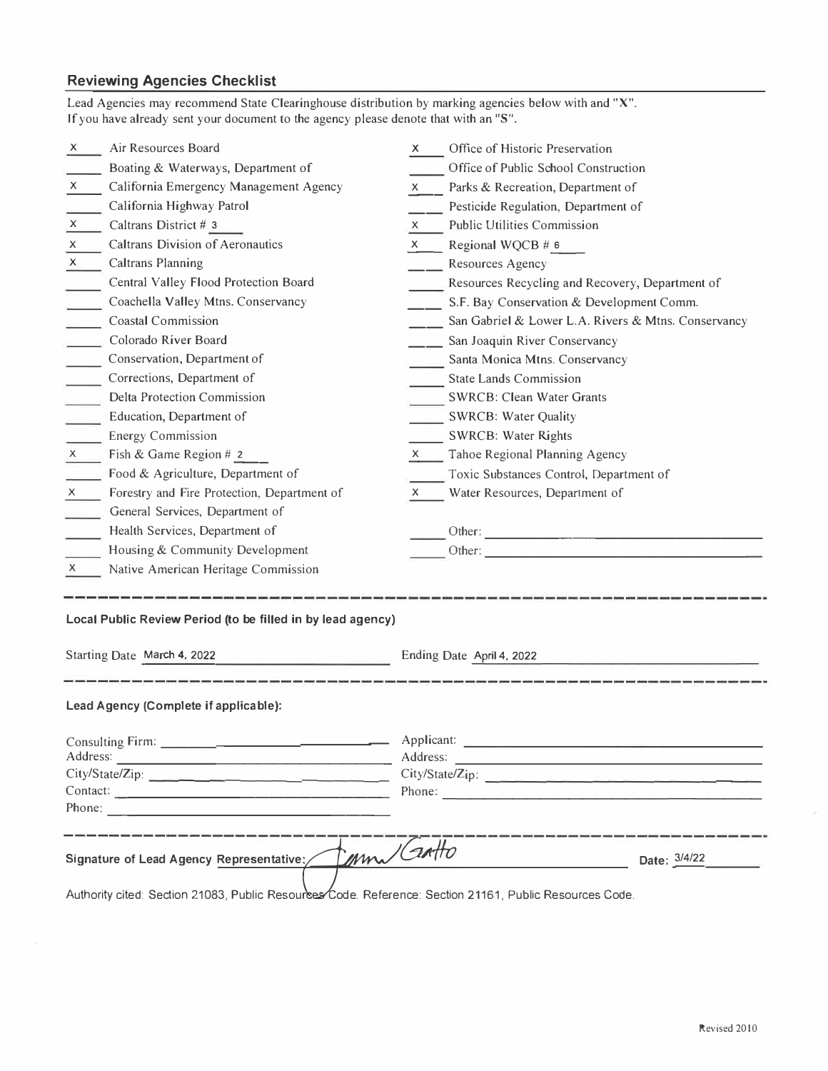## Reviewing Agencies Checklist

Lead Agencies may recommend State Clearinghouse distribution by marking agencies below with and "X".
If you have already sent your document to the agency please denote that with an "S".

- X Air Resources Board
- ___ Boating & Waterways, Department of
- X California Emergency Management Agency
- ___ California Highway Patrol
- X Caltrans District # 3
- X Caltrans Division of Aeronautics
- X Caltrans Planning
- ___ Central Valley Flood Protection Board
- ___ Coachella Valley Mtns. Conservancy
- ___ Coastal Commission
- ___ Colorado River Board
- ___ Conservation, Department of
- ___ Corrections, Department of
- ___ Delta Protection Commission
- ___ Education, Department of
- ___ Energy Commission
- X Fish & Game Region # 2
- ___ Food & Agriculture, Department of
- X Forestry and Fire Protection, Department of
- ___ General Services, Department of
- ___ Health Services, Department of
- ___ Housing & Community Development
- X Native American Heritage Commission
- X Office of Historic Preservation
- ___ Office of Public School Construction
- X Parks & Recreation, Department of
- ___ Pesticide Regulation, Department of
- X Public Utilities Commission
- X Regional WQCB # 6
- ___ Resources Agency
- ___ Resources Recycling and Recovery, Department of
- ___ S.F. Bay Conservation & Development Comm.
- ___ San Gabriel & Lower L.A. Rivers & Mtns. Conservancy
- ___ San Joaquin River Conservancy
- ___ Santa Monica Mtns. Conservancy
- ___ State Lands Commission
- ___ SWRCB: Clean Water Grants
- ___ SWRCB: Water Quality
- ___ SWRCB: Water Rights
- X Tahoe Regional Planning Agency
- ___ Toxic Substances Control, Department of
- X Water Resources, Department of
- ___ Other: ___
- ___ Other: ___

---

### Local Public Review Period (to be filled in by lead agency)

Starting Date March 4, 2022 Ending Date April 4, 2022

---

### Lead Agency (Complete if applicable):

Consulting Firm: ___
Address: ___
City/State/Zip: ___
Contact: ___
Phone: ___

Applicant: ___
Address: ___
City/State/Zip: ___
Phone: ___

---

**Signature of Lead Agency Representative:** Tammy Gatto **Date:** 3/4/22

Authority cited: Section 21083, Public Resources Code. Reference: Section 21161, Public Resources Code.

Revised 2010